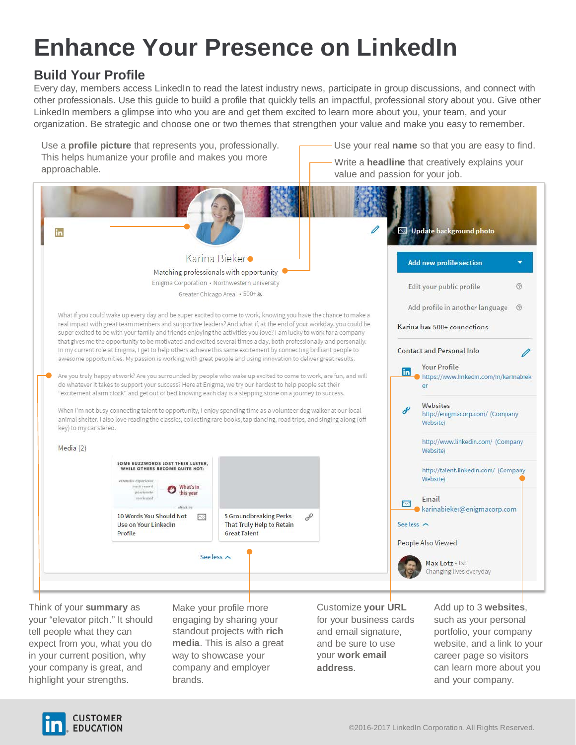# Enhance Your Presence on LinkedIn

## Build Your Profile

Every day, members access LinkedIn to read the latest industry news, participate in group discussions, and connect with other professionals. Use this guide to build a profile that quickly tells an impactful, professional story about you. Give other LinkedIn members a glimpse into who you are and get them excited to learn more about you, your team, and your organization. Be strategic and choose one or two themes that strengthen your value and make you easy to remember.

Use a **profile picture** that represents you, professionally. This helps humanize your profile and makes you more approachable.

Use your real **name** so that you are easy to find.

Write a **headline** that creatively explains your value and passion for your job.

Think of your **summary** as your "elevator pitch." It should tell people what they can expect from you, what you do in your current position, why your company is great, and highlight your strengths.

Make your profile more engaging by sharing your standout projects with **rich media**. This is also a great way to showcase your company and employer brands.

Customize **your URL** for your business cards and email signature, and be sure to use your **work email address**.

Add up to 3 **websites**, such as your personal portfolio, your company website, and a link to your career page so visitors can learn more about you and your company.

©2016-2017 LinkedIn Corporation. All Rights Reserved.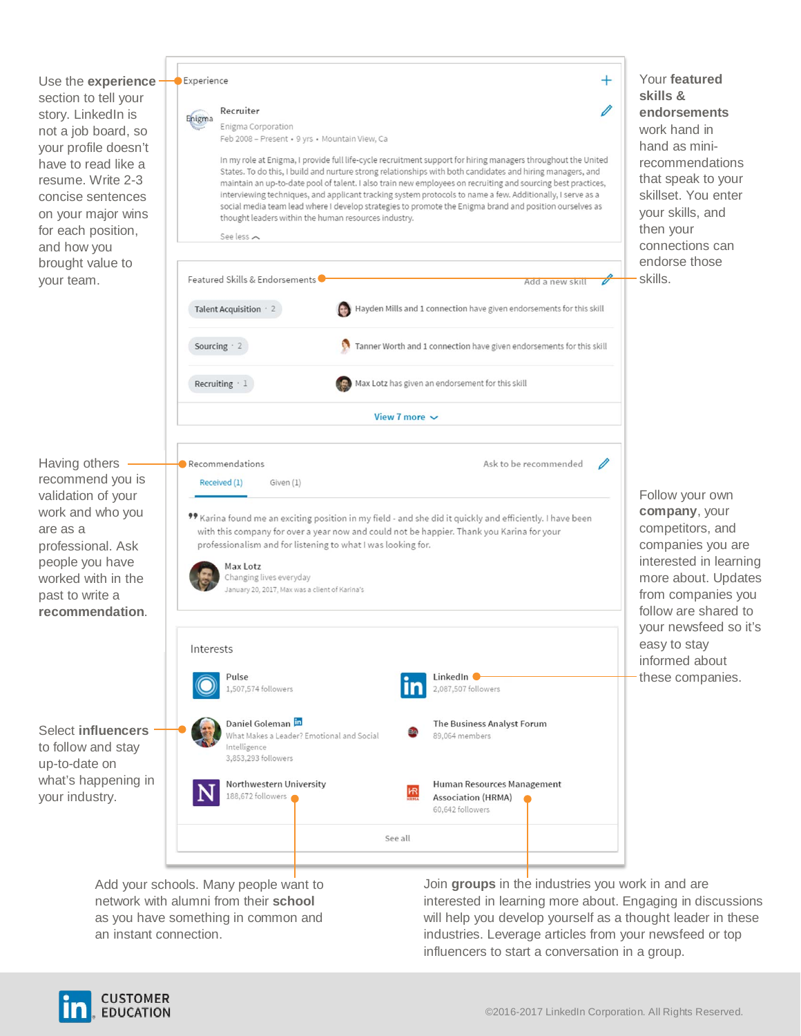Use the **experience** section to tell your story. LinkedIn is not a job board, so your profile doesn't have to read like a resume. Write 2-3 concise sentences on your major wins for each position, and how you brought value to your team.

Your **featured skills & endorsements** work hand in hand as mini-recommendations that speak to your skillset. You enter your skills, and then your connections can endorse those skills.

Experience

Recruiter
Enigma Corporation
Feb 2008 – Present • 9 yrs • Mountain View, Ca

In my role at Enigma, I provide full life-cycle recruitment support for hiring managers throughout the United States. To do this, I build and nurture strong relationships with both candidates and hiring managers, and maintain an up-to-date pool of talent. I also train new employees on recruiting and sourcing best practices, interviewing techniques, and applicant tracking system protocols to name a few. Additionally, I serve as a social media team lead where I develop strategies to promote the Enigma brand and position ourselves as thought leaders within the human resources industry.

See less

Featured Skills & Endorsements — Add a new skill

- Talent Acquisition · 2 — Hayden Mills and 1 connection have given endorsements for this skill
- Sourcing · 2 — Tanner Worth and 1 connection have given endorsements for this skill
- Recruiting · 1 — Max Lotz has given an endorsement for this skill

View 7 more

Having others recommend you is validation of your work and who you are as a professional. Ask people you have worked with in the past to write a **recommendation**.

Recommendations — Ask to be recommended

Received (1) Given (1)

"Karina found me an exciting position in my field - and she did it quickly and efficiently. I have been with this company for over a year now and could not be happier. Thank you Karina for your professionalism and for listening to what I was looking for.

Max Lotz
Changing lives everyday
January 20, 2017, Max was a client of Karina's

Follow your own **company**, your competitors, and companies you are interested in learning more about. Updates from companies you follow are shared to your newsfeed so it's easy to stay informed about these companies.

Interests

- Pulse — 1,507,574 followers
- LinkedIn — 2,087,507 followers
- Daniel Goleman — What Makes a Leader? Emotional and Social Intelligence — 3,853,293 followers
- The Business Analyst Forum — 89,064 members
- Northwestern University — 188,672 followers
- Human Resources Management Association (HRMA) — 60,642 followers

See all

Select **influencers** to follow and stay up-to-date on what's happening in your industry.

Add your schools. Many people want to network with alumni from their **school** as you have something in common and an instant connection.

Join **groups** in the industries you work in and are interested in learning more about. Engaging in discussions will help you develop yourself as a thought leader in these industries. Leverage articles from your newsfeed or top influencers to start a conversation in a group.

CUSTOMER EDUCATION

©2016-2017 LinkedIn Corporation. All Rights Reserved.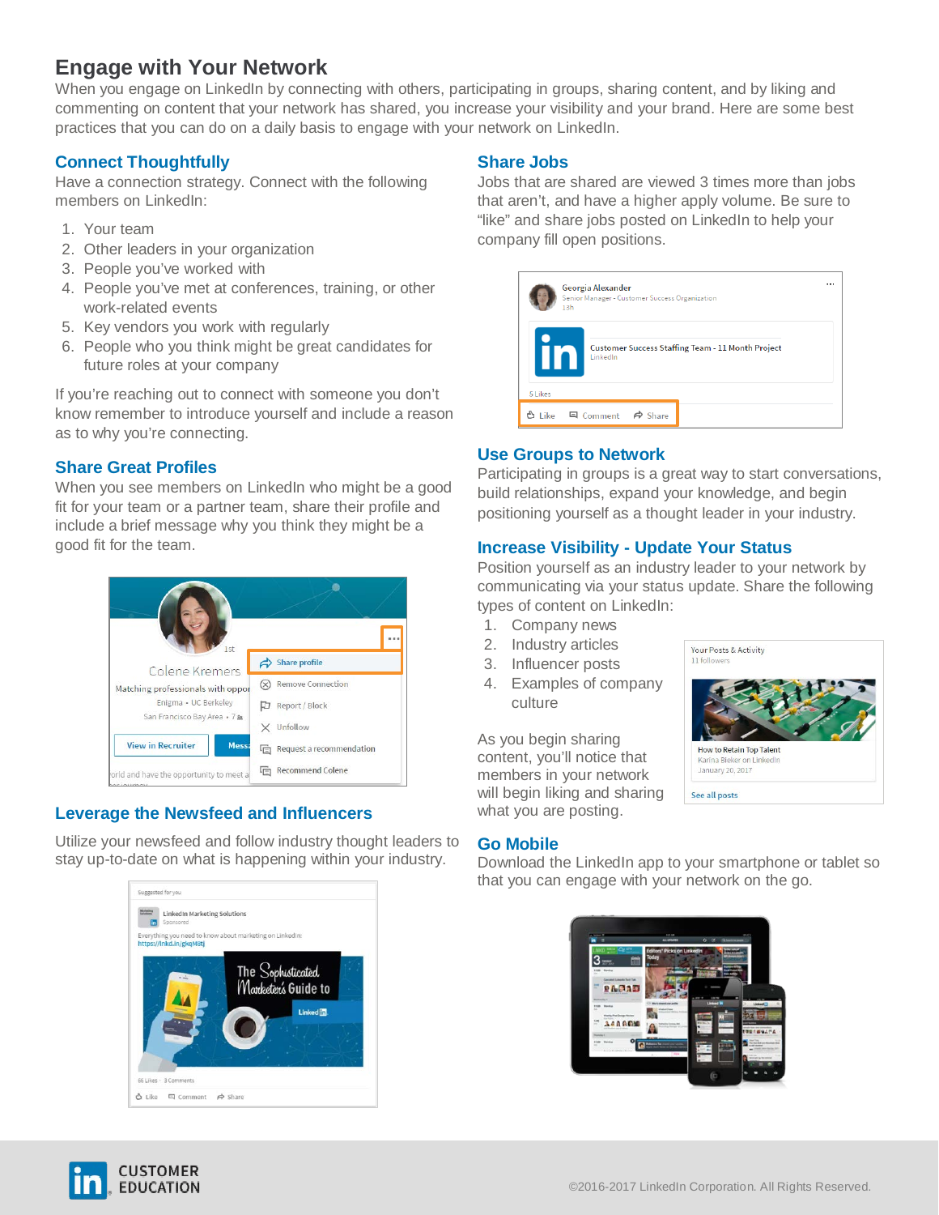# Engage with Your Network

When you engage on LinkedIn by connecting with others, participating in groups, sharing content, and by liking and commenting on content that your network has shared, you increase your visibility and your brand. Here are some best practices that you can do on a daily basis to engage with your network on LinkedIn.

## Connect Thoughtfully

Have a connection strategy. Connect with the following members on LinkedIn:

1. Your team
2. Other leaders in your organization
3. People you've worked with
4. People you've met at conferences, training, or other work-related events
5. Key vendors you work with regularly
6. People who you think might be great candidates for future roles at your company

If you're reaching out to connect with someone you don't know remember to introduce yourself and include a reason as to why you're connecting.

## Share Great Profiles

When you see members on LinkedIn who might be a good fit for your team or a partner team, share their profile and include a brief message why you think they might be a good fit for the team.

## Leverage the Newsfeed and Influencers

Utilize your newsfeed and follow industry thought leaders to stay up-to-date on what is happening within your industry.

## Share Jobs

Jobs that are shared are viewed 3 times more than jobs that aren't, and have a higher apply volume. Be sure to "like" and share jobs posted on LinkedIn to help your company fill open positions.

## Use Groups to Network

Participating in groups is a great way to start conversations, build relationships, expand your knowledge, and begin positioning yourself as a thought leader in your industry.

## Increase Visibility - Update Your Status

Position yourself as an industry leader to your network by communicating via your status update. Share the following types of content on LinkedIn:

1. Company news
2. Industry articles
3. Influencer posts
4. Examples of company culture

As you begin sharing content, you'll notice that members in your network will begin liking and sharing what you are posting.

## Go Mobile

Download the LinkedIn app to your smartphone or tablet so that you can engage with your network on the go.

CUSTOMER EDUCATION

©2016-2017 LinkedIn Corporation. All Rights Reserved.